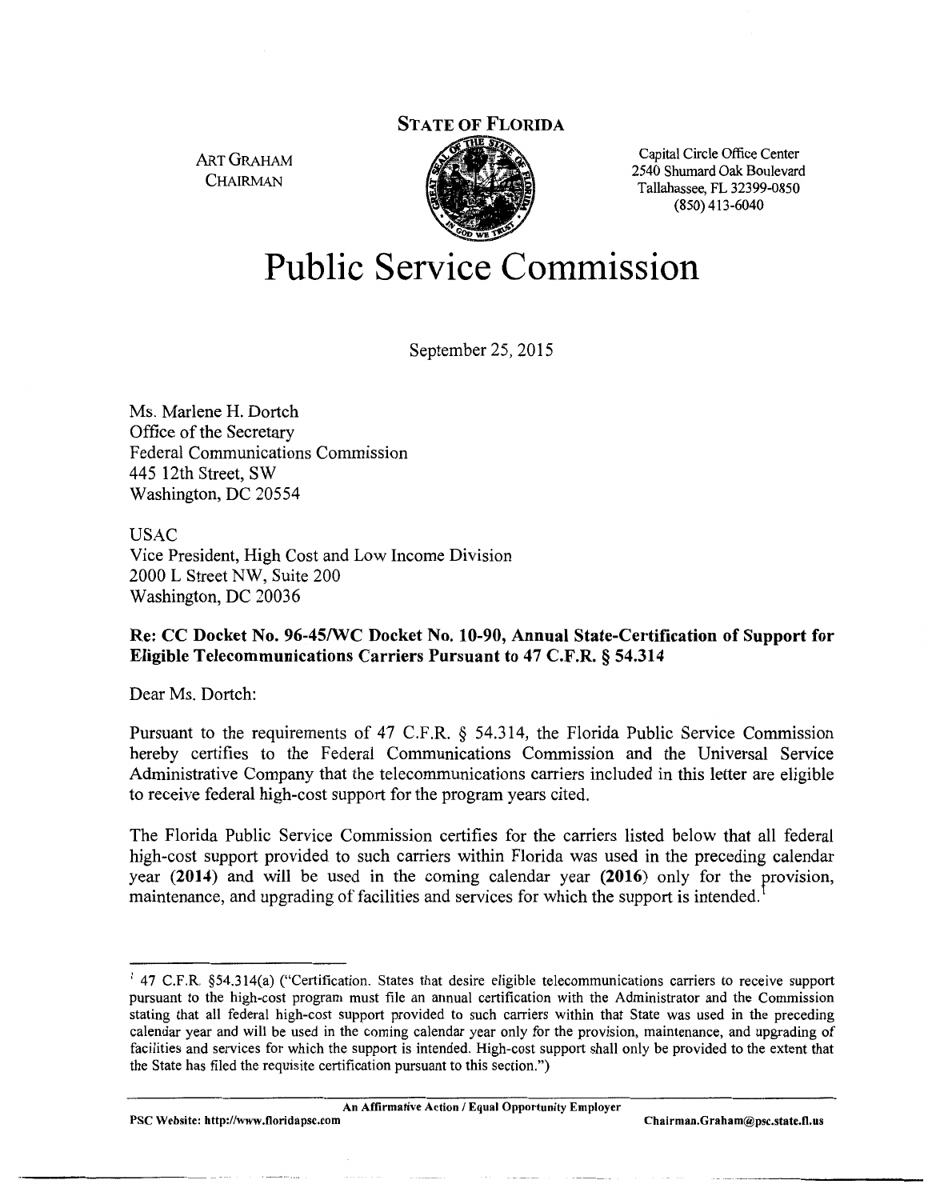**STATE OF FLORIDA**

ART GRAHAM
CHAIRMAN

Capital Circle Office Center
2540 Shumard Oak Boulevard
Tallahassee, FL 32399-0850
(850) 413-6040

# Public Service Commission

September 25, 2015

Ms. Marlene H. Dortch
Office of the Secretary
Federal Communications Commission
445 12th Street, SW
Washington, DC 20554

USAC
Vice President, High Cost and Low Income Division
2000 L Street NW, Suite 200
Washington, DC 20036

**Re: CC Docket No. 96-45/WC Docket No. 10-90, Annual State-Certification of Support for Eligible Telecommunications Carriers Pursuant to 47 C.F.R. § 54.314**

Dear Ms. Dortch:

Pursuant to the requirements of 47 C.F.R. § 54.314, the Florida Public Service Commission hereby certifies to the Federal Communications Commission and the Universal Service Administrative Company that the telecommunications carriers included in this letter are eligible to receive federal high-cost support for the program years cited.

The Florida Public Service Commission certifies for the carriers listed below that all federal high-cost support provided to such carriers within Florida was used in the preceding calendar year **(2014)** and will be used in the coming calendar year **(2016)** only for the provision, maintenance, and upgrading of facilities and services for which the support is intended.[1]

---

[1] 47 C.F.R. §54.314(a) ("Certification. States that desire eligible telecommunications carriers to receive support pursuant to the high-cost program must file an annual certification with the Administrator and the Commission stating that all federal high-cost support provided to such carriers within that State was used in the preceding calendar year and will be used in the coming calendar year only for the provision, maintenance, and upgrading of facilities and services for which the support is intended. High-cost support shall only be provided to the extent that the State has filed the requisite certification pursuant to this section.")

An Affirmative Action / Equal Opportunity Employer

PSC Website: http://www.floridapsc.com Chairman.Graham@psc.state.fl.us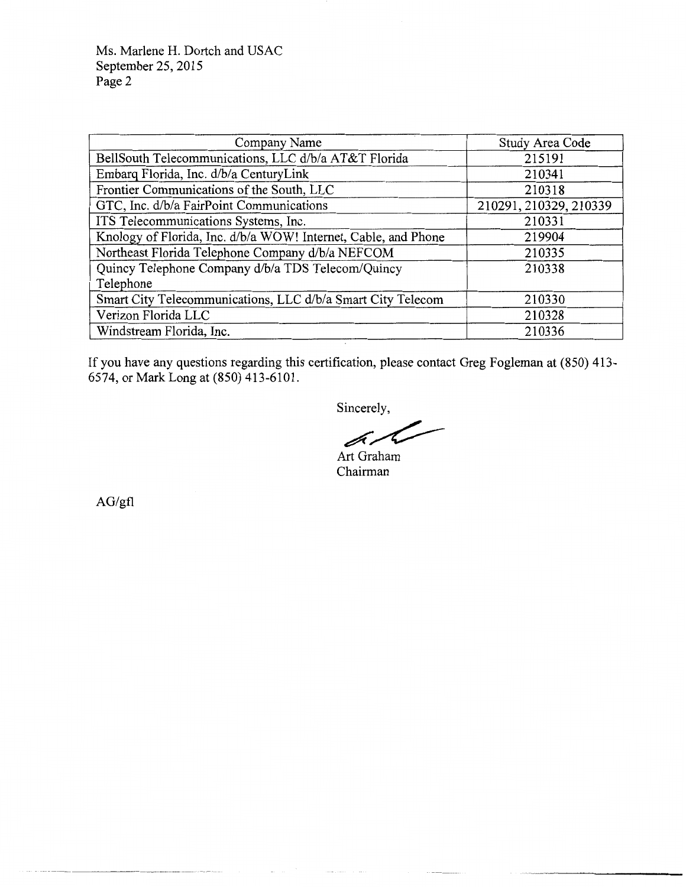| Company Name | Study Area Code |
|---|---|
| BellSouth Telecommunications, LLC d/b/a AT&T Florida | 215191 |
| Embarq Florida, Inc. d/b/a CenturyLink | 210341 |
| Frontier Communications of the South, LLC | 210318 |
| GTC, Inc. d/b/a FairPoint Communications | 210291, 210329, 210339 |
| ITS Telecommunications Systems, Inc. | 210331 |
| Knology of Florida, Inc. d/b/a WOW! Internet, Cable, and Phone | 219904 |
| Northeast Florida Telephone Company d/b/a NEFCOM | 210335 |
| Quincy Telephone Company d/b/a TDS Telecom/Quincy Telephone | 210338 |
| Smart City Telecommunications, LLC d/b/a Smart City Telecom | 210330 |
| Verizon Florida LLC | 210328 |
| Windstream Florida, Inc. | 210336 |

If you have any questions regarding this certification, please contact Greg Fogleman at (850) 413-6574, or Mark Long at (850) 413-6101.

Sincerely,

Art Graham
Chairman

AG/gfl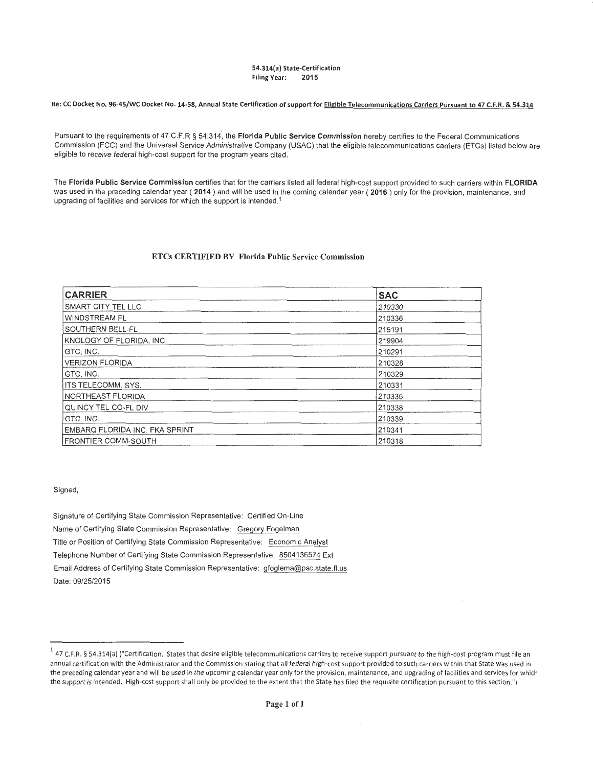**54.314(a) State-Certification**
**Filing Year: 2015**

**Re: CC Docket No. 96-45/WC Docket No. 14-58, Annual State Certification of support for Eligible Telecommunications Carriers Pursuant to 47 C.F.R. & 54.314**

Pursuant to the requirements of 47 C.F.R § 54.314, the **Florida Public Service Commission** hereby certifies to the Federal Communications Commission (FCC) and the Universal Service Administrative Company (USAC) that the eligible telecommunications carriers (ETCs) listed below are eligible to receive federal high-cost support for the program years cited.

The **Florida Public Service Commission** certifies that for the carriers listed all federal high-cost support provided to such carriers within **FLORIDA** was used in the preceding calendar year ( **2014** ) and will be used in the coming calendar year ( **2016** ) only for the provision, maintenance, and upgrading of facilities and services for which the support is intended.[1]

**ETCs CERTIFIED BY Florida Public Service Commission**

| CARRIER | SAC |
|---|---|
| SMART CITY TEL LLC | 210330 |
| WINDSTREAM FL | 210336 |
| SOUTHERN BELL-FL | 215191 |
| KNOLOGY OF FLORIDA, INC. | 219904 |
| GTC, INC. | 210291 |
| VERIZON FLORIDA | 210328 |
| GTC, INC. | 210329 |
| ITS TELECOMM. SYS. | 210331 |
| NORTHEAST FLORIDA | 210335 |
| QUINCY TEL CO-FL DIV | 210338 |
| GTC, INC. | 210339 |
| EMBARQ FLORIDA INC. FKA SPRINT | 210341 |
| FRONTIER COMM-SOUTH | 210318 |

Signed,

Signature of Certifying State Commission Representative: Certified On-Line
Name of Certifying State Commission Representative: Gregory Fogelman
Title or Position of Certifying State Commission Representative: Economic Analyst
Telephone Number of Certifying State Commission Representative: 8504136574 Ext
Email Address of Certifying State Commission Representative: gfoglema@psc.state.fl.us
Date: 09/25/2015

---

[1] 47 C.F.R. § 54.314(a) ("Certification. States that desire eligible telecommunications carriers to receive support pursuant to the high-cost program must file an annual certification with the Administrator and the Commission stating that all federal high-cost support provided to such carriers within that State was used in the preceding calendar year and will be used in the upcoming calendar year only for the provision, maintenance, and upgrading of facilities and services for which the support is intended. High-cost support shall only be provided to the extent that the State has filed the requisite certification pursuant to this section.")